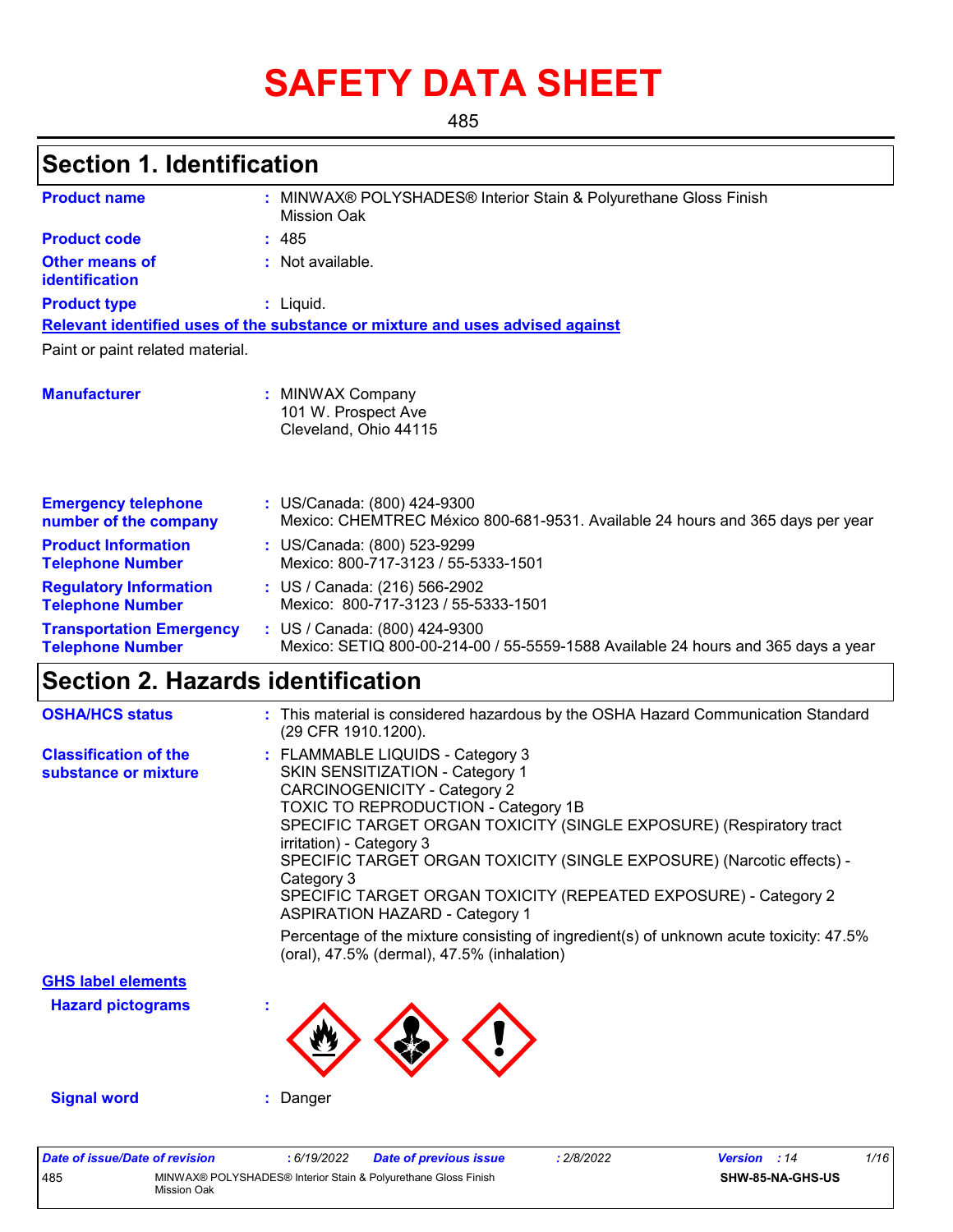# SAFETY DATA SHEET

485

## Section 1. Identification

**Product name** : MINWAX® POLYSHADES® Interior Stain & Polyurethane Gloss Finish Mission Oak

**Product code** : 485

**Other means of identification** : Not available.

**Product type** : Liquid.

**Relevant identified uses of the substance or mixture and uses advised against**

Paint or paint related material.

**Manufacturer** : MINWAX Company
101 W. Prospect Ave
Cleveland, Ohio 44115

**Emergency telephone number of the company** : US/Canada: (800) 424-9300
Mexico: CHEMTREC México 800-681-9531. Available 24 hours and 365 days per year

**Product Information Telephone Number** : US/Canada: (800) 523-9299
Mexico: 800-717-3123 / 55-5333-1501

**Regulatory Information Telephone Number** : US / Canada: (216) 566-2902
Mexico: 800-717-3123 / 55-5333-1501

**Transportation Emergency Telephone Number** : US / Canada: (800) 424-9300
Mexico: SETIQ 800-00-214-00 / 55-5559-1588 Available 24 hours and 365 days a year

## Section 2. Hazards identification

**OSHA/HCS status** : This material is considered hazardous by the OSHA Hazard Communication Standard (29 CFR 1910.1200).

**Classification of the substance or mixture** : FLAMMABLE LIQUIDS - Category 3
SKIN SENSITIZATION - Category 1
CARCINOGENICITY - Category 2
TOXIC TO REPRODUCTION - Category 1B
SPECIFIC TARGET ORGAN TOXICITY (SINGLE EXPOSURE) (Respiratory tract irritation) - Category 3
SPECIFIC TARGET ORGAN TOXICITY (SINGLE EXPOSURE) (Narcotic effects) - Category 3
SPECIFIC TARGET ORGAN TOXICITY (REPEATED EXPOSURE) - Category 2
ASPIRATION HAZARD - Category 1

Percentage of the mixture consisting of ingredient(s) of unknown acute toxicity: 47.5% (oral), 47.5% (dermal), 47.5% (inhalation)

**GHS label elements**

**Hazard pictograms** :

**Signal word** : Danger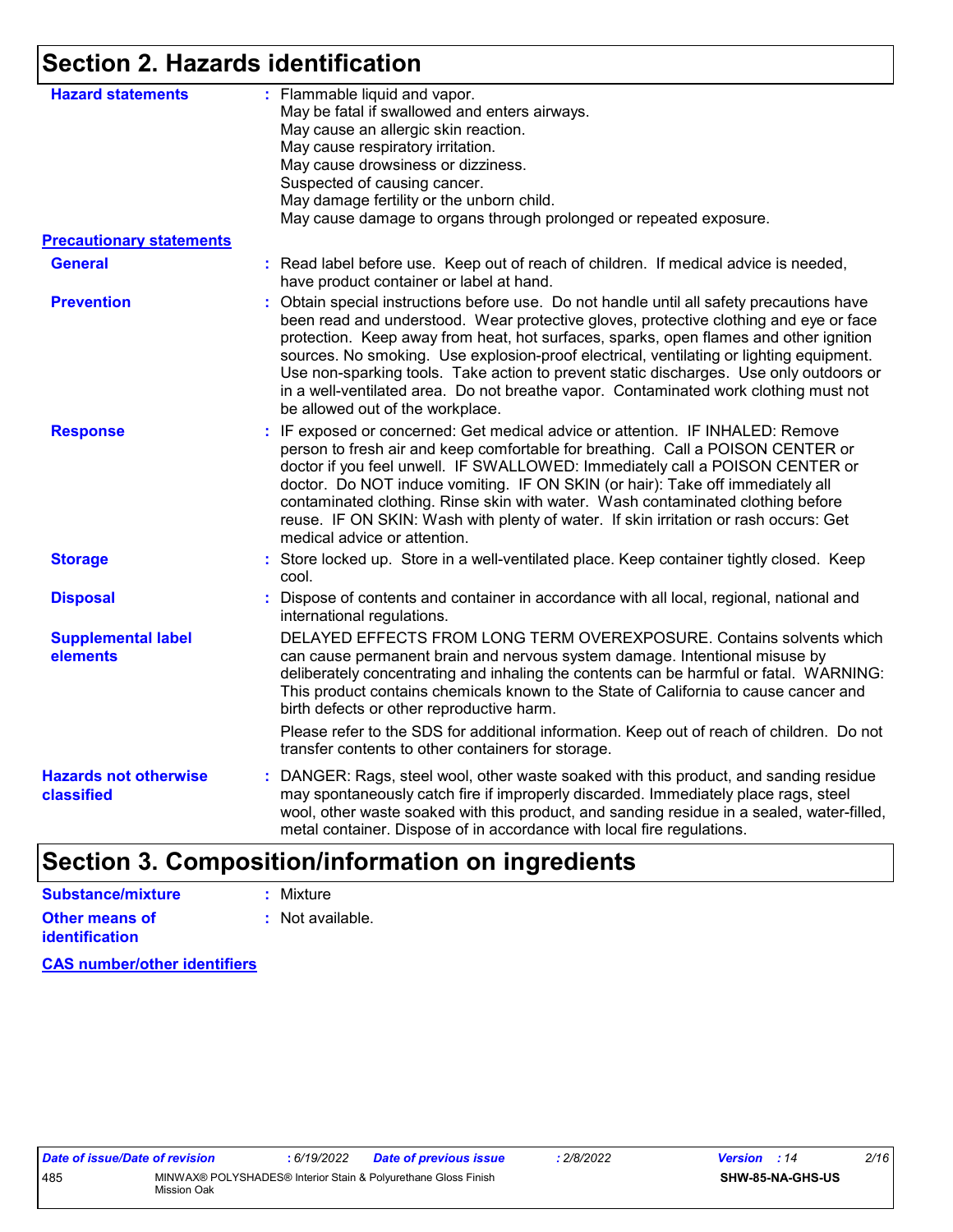# Section 2. Hazards identification

**Hazard statements** : Flammable liquid and vapor.
May be fatal if swallowed and enters airways.
May cause an allergic skin reaction.
May cause respiratory irritation.
May cause drowsiness or dizziness.
Suspected of causing cancer.
May damage fertility or the unborn child.
May cause damage to organs through prolonged or repeated exposure.

**Precautionary statements**

**General** : Read label before use. Keep out of reach of children. If medical advice is needed, have product container or label at hand.

**Prevention** : Obtain special instructions before use. Do not handle until all safety precautions have been read and understood. Wear protective gloves, protective clothing and eye or face protection. Keep away from heat, hot surfaces, sparks, open flames and other ignition sources. No smoking. Use explosion-proof electrical, ventilating or lighting equipment. Use non-sparking tools. Take action to prevent static discharges. Use only outdoors or in a well-ventilated area. Do not breathe vapor. Contaminated work clothing must not be allowed out of the workplace.

**Response** : IF exposed or concerned: Get medical advice or attention. IF INHALED: Remove person to fresh air and keep comfortable for breathing. Call a POISON CENTER or doctor if you feel unwell. IF SWALLOWED: Immediately call a POISON CENTER or doctor. Do NOT induce vomiting. IF ON SKIN (or hair): Take off immediately all contaminated clothing. Rinse skin with water. Wash contaminated clothing before reuse. IF ON SKIN: Wash with plenty of water. If skin irritation or rash occurs: Get medical advice or attention.

**Storage** : Store locked up. Store in a well-ventilated place. Keep container tightly closed. Keep cool.

**Disposal** : Dispose of contents and container in accordance with all local, regional, national and international regulations.

**Supplemental label elements** DELAYED EFFECTS FROM LONG TERM OVEREXPOSURE. Contains solvents which can cause permanent brain and nervous system damage. Intentional misuse by deliberately concentrating and inhaling the contents can be harmful or fatal. WARNING: This product contains chemicals known to the State of California to cause cancer and birth defects or other reproductive harm.

Please refer to the SDS for additional information. Keep out of reach of children. Do not transfer contents to other containers for storage.

**Hazards not otherwise classified** : DANGER: Rags, steel wool, other waste soaked with this product, and sanding residue may spontaneously catch fire if improperly discarded. Immediately place rags, steel wool, other waste soaked with this product, and sanding residue in a sealed, water-filled, metal container. Dispose of in accordance with local fire regulations.

# Section 3. Composition/information on ingredients

**Substance/mixture** : Mixture

**Other means of identification** : Not available.

**CAS number/other identifiers**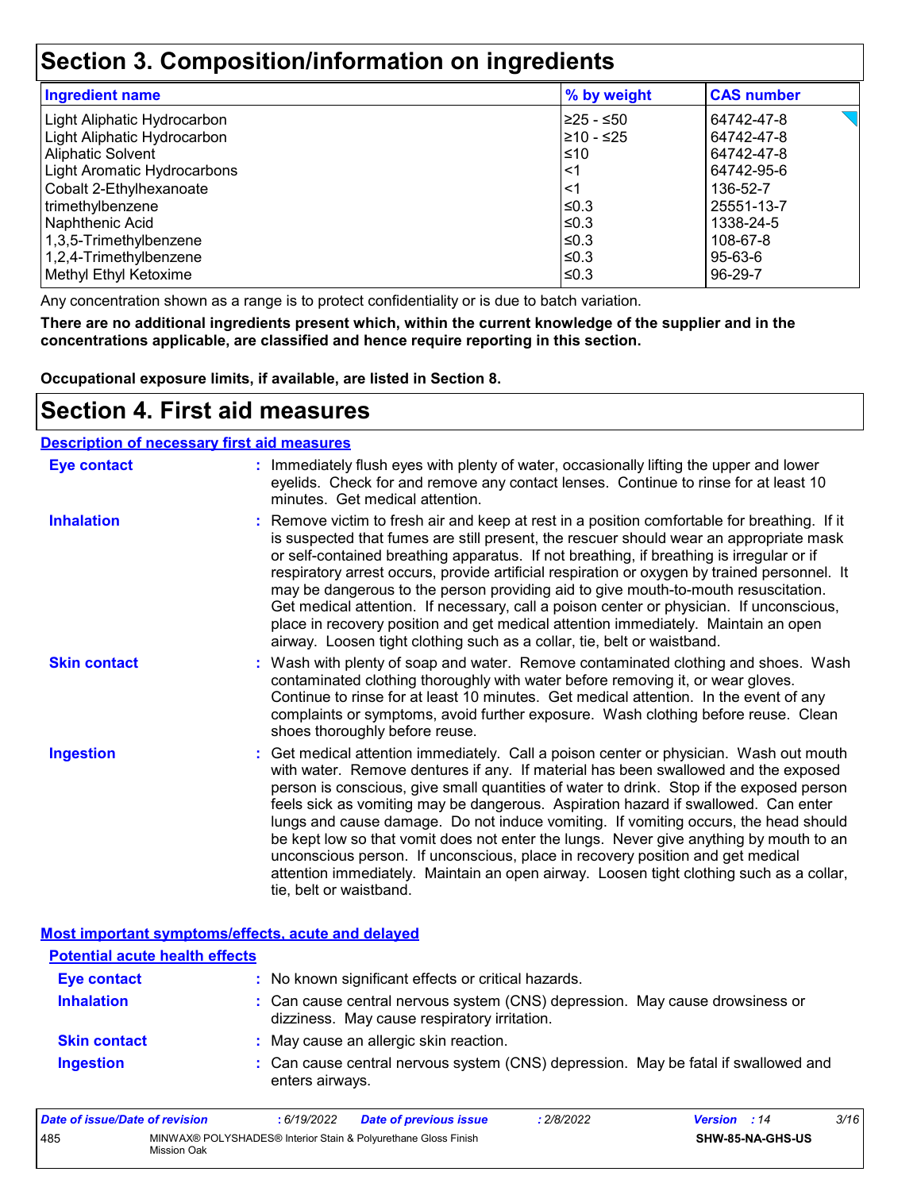# Section 3. Composition/information on ingredients

| Ingredient name | % by weight | CAS number |
| --- | --- | --- |
| Light Aliphatic Hydrocarbon | ≥25 - ≤50 | 64742-47-8 |
| Light Aliphatic Hydrocarbon | ≥10 - ≤25 | 64742-47-8 |
| Aliphatic Solvent | ≤10 | 64742-47-8 |
| Light Aromatic Hydrocarbons | <1 | 64742-95-6 |
| Cobalt 2-Ethylhexanoate | <1 | 136-52-7 |
| trimethylbenzene | ≤0.3 | 25551-13-7 |
| Naphthenic Acid | ≤0.3 | 1338-24-5 |
| 1,3,5-Trimethylbenzene | ≤0.3 | 108-67-8 |
| 1,2,4-Trimethylbenzene | ≤0.3 | 95-63-6 |
| Methyl Ethyl Ketoxime | ≤0.3 | 96-29-7 |

Any concentration shown as a range is to protect confidentiality or is due to batch variation.

**There are no additional ingredients present which, within the current knowledge of the supplier and in the concentrations applicable, are classified and hence require reporting in this section.**

**Occupational exposure limits, if available, are listed in Section 8.**

# Section 4. First aid measures

## Description of necessary first aid measures

**Eye contact** : Immediately flush eyes with plenty of water, occasionally lifting the upper and lower eyelids. Check for and remove any contact lenses. Continue to rinse for at least 10 minutes. Get medical attention.

**Inhalation** : Remove victim to fresh air and keep at rest in a position comfortable for breathing. If it is suspected that fumes are still present, the rescuer should wear an appropriate mask or self-contained breathing apparatus. If not breathing, if breathing is irregular or if respiratory arrest occurs, provide artificial respiration or oxygen by trained personnel. It may be dangerous to the person providing aid to give mouth-to-mouth resuscitation. Get medical attention. If necessary, call a poison center or physician. If unconscious, place in recovery position and get medical attention immediately. Maintain an open airway. Loosen tight clothing such as a collar, tie, belt or waistband.

**Skin contact** : Wash with plenty of soap and water. Remove contaminated clothing and shoes. Wash contaminated clothing thoroughly with water before removing it, or wear gloves. Continue to rinse for at least 10 minutes. Get medical attention. In the event of any complaints or symptoms, avoid further exposure. Wash clothing before reuse. Clean shoes thoroughly before reuse.

**Ingestion** : Get medical attention immediately. Call a poison center or physician. Wash out mouth with water. Remove dentures if any. If material has been swallowed and the exposed person is conscious, give small quantities of water to drink. Stop if the exposed person feels sick as vomiting may be dangerous. Aspiration hazard if swallowed. Can enter lungs and cause damage. Do not induce vomiting. If vomiting occurs, the head should be kept low so that vomit does not enter the lungs. Never give anything by mouth to an unconscious person. If unconscious, place in recovery position and get medical attention immediately. Maintain an open airway. Loosen tight clothing such as a collar, tie, belt or waistband.

## Most important symptoms/effects, acute and delayed

### Potential acute health effects

**Eye contact** : No known significant effects or critical hazards.

**Inhalation** : Can cause central nervous system (CNS) depression. May cause drowsiness or dizziness. May cause respiratory irritation.

**Skin contact** : May cause an allergic skin reaction.

**Ingestion** : Can cause central nervous system (CNS) depression. May be fatal if swallowed and enters airways.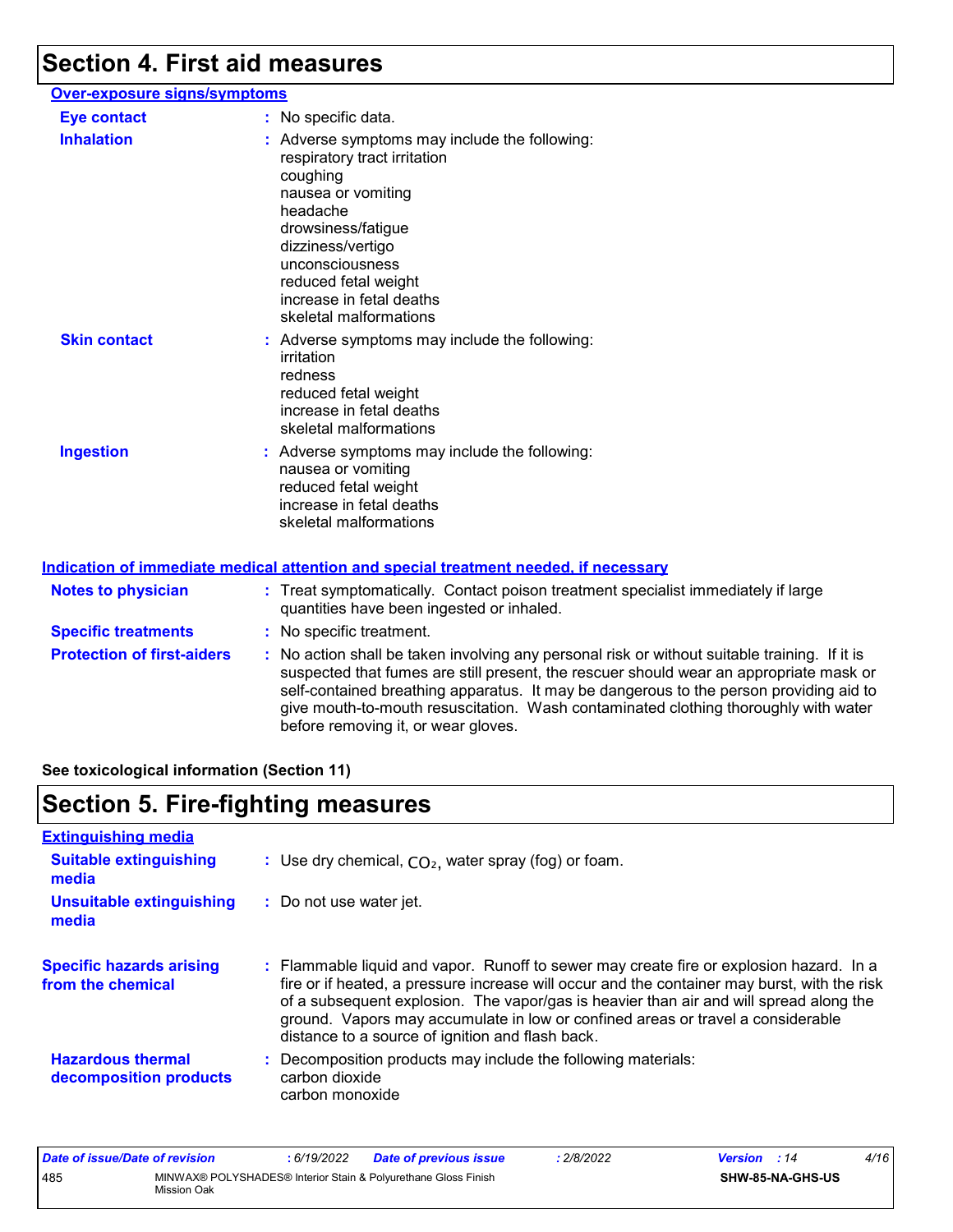# Section 4. First aid measures

## Over-exposure signs/symptoms

**Eye contact** : No specific data.

**Inhalation** : Adverse symptoms may include the following:
respiratory tract irritation
coughing
nausea or vomiting
headache
drowsiness/fatigue
dizziness/vertigo
unconsciousness
reduced fetal weight
increase in fetal deaths
skeletal malformations

**Skin contact** : Adverse symptoms may include the following:
irritation
redness
reduced fetal weight
increase in fetal deaths
skeletal malformations

**Ingestion** : Adverse symptoms may include the following:
nausea or vomiting
reduced fetal weight
increase in fetal deaths
skeletal malformations

## Indication of immediate medical attention and special treatment needed, if necessary

**Notes to physician** : Treat symptomatically. Contact poison treatment specialist immediately if large quantities have been ingested or inhaled.

**Specific treatments** : No specific treatment.

**Protection of first-aiders** : No action shall be taken involving any personal risk or without suitable training. If it is suspected that fumes are still present, the rescuer should wear an appropriate mask or self-contained breathing apparatus. It may be dangerous to the person providing aid to give mouth-to-mouth resuscitation. Wash contaminated clothing thoroughly with water before removing it, or wear gloves.

**See toxicological information (Section 11)**

# Section 5. Fire-fighting measures

## Extinguishing media

**Suitable extinguishing media** : Use dry chemical, $CO_2$, water spray (fog) or foam.

**Unsuitable extinguishing media** : Do not use water jet.

**Specific hazards arising from the chemical** : Flammable liquid and vapor. Runoff to sewer may create fire or explosion hazard. In a fire or if heated, a pressure increase will occur and the container may burst, with the risk of a subsequent explosion. The vapor/gas is heavier than air and will spread along the ground. Vapors may accumulate in low or confined areas or travel a considerable distance to a source of ignition and flash back.

**Hazardous thermal decomposition products** : Decomposition products may include the following materials:
carbon dioxide
carbon monoxide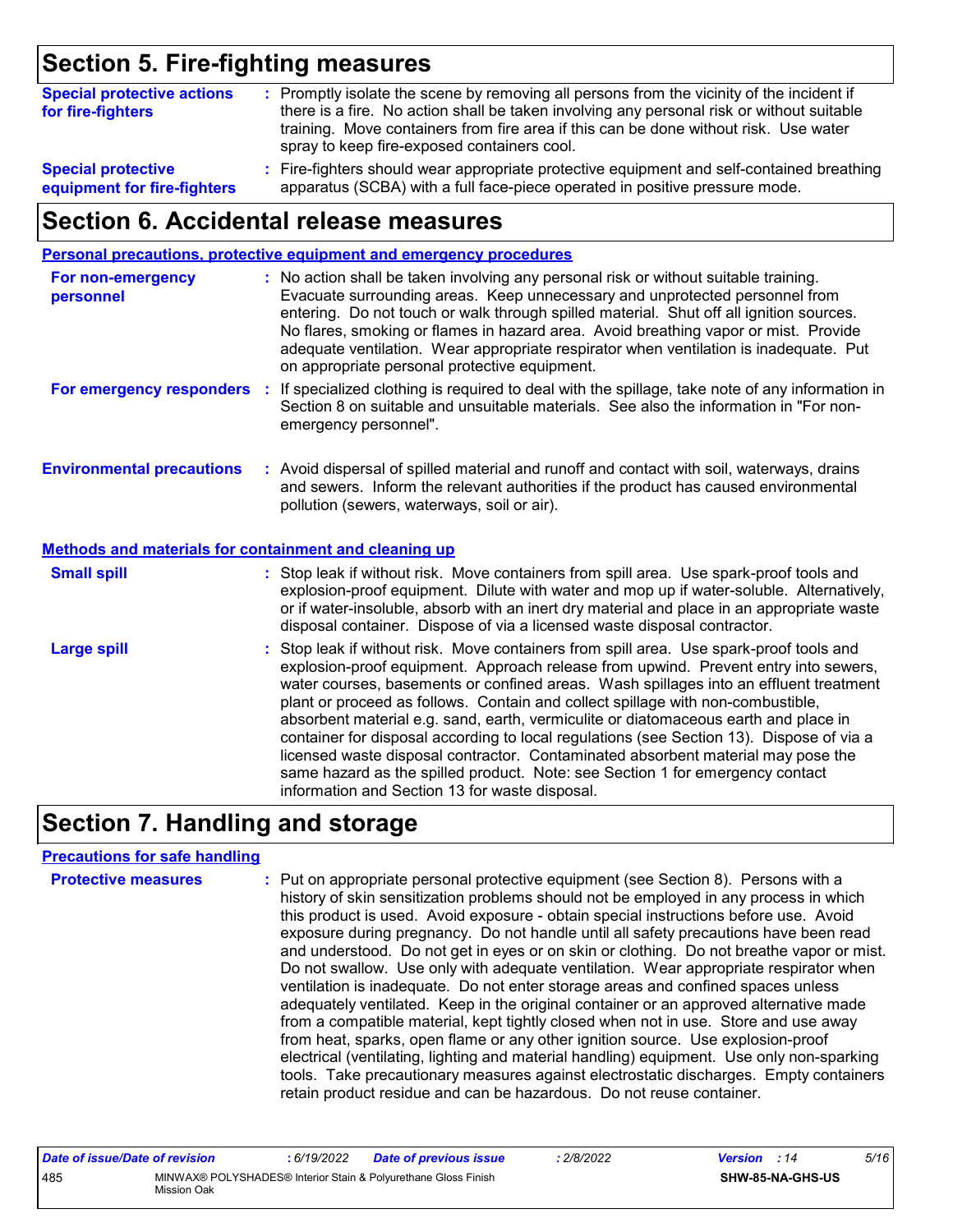## Section 5. Fire-fighting measures

**Special protective actions for fire-fighters** : Promptly isolate the scene by removing all persons from the vicinity of the incident if there is a fire. No action shall be taken involving any personal risk or without suitable training. Move containers from fire area if this can be done without risk. Use water spray to keep fire-exposed containers cool.

**Special protective equipment for fire-fighters** : Fire-fighters should wear appropriate protective equipment and self-contained breathing apparatus (SCBA) with a full face-piece operated in positive pressure mode.

## Section 6. Accidental release measures

### Personal precautions, protective equipment and emergency procedures

**For non-emergency personnel** : No action shall be taken involving any personal risk or without suitable training. Evacuate surrounding areas. Keep unnecessary and unprotected personnel from entering. Do not touch or walk through spilled material. Shut off all ignition sources. No flares, smoking or flames in hazard area. Avoid breathing vapor or mist. Provide adequate ventilation. Wear appropriate respirator when ventilation is inadequate. Put on appropriate personal protective equipment.

**For emergency responders** : If specialized clothing is required to deal with the spillage, take note of any information in Section 8 on suitable and unsuitable materials. See also the information in "For non-emergency personnel".

**Environmental precautions** : Avoid dispersal of spilled material and runoff and contact with soil, waterways, drains and sewers. Inform the relevant authorities if the product has caused environmental pollution (sewers, waterways, soil or air).

### Methods and materials for containment and cleaning up

**Small spill** : Stop leak if without risk. Move containers from spill area. Use spark-proof tools and explosion-proof equipment. Dilute with water and mop up if water-soluble. Alternatively, or if water-insoluble, absorb with an inert dry material and place in an appropriate waste disposal container. Dispose of via a licensed waste disposal contractor.

**Large spill** : Stop leak if without risk. Move containers from spill area. Use spark-proof tools and explosion-proof equipment. Approach release from upwind. Prevent entry into sewers, water courses, basements or confined areas. Wash spillages into an effluent treatment plant or proceed as follows. Contain and collect spillage with non-combustible, absorbent material e.g. sand, earth, vermiculite or diatomaceous earth and place in container for disposal according to local regulations (see Section 13). Dispose of via a licensed waste disposal contractor. Contaminated absorbent material may pose the same hazard as the spilled product. Note: see Section 1 for emergency contact information and Section 13 for waste disposal.

## Section 7. Handling and storage

### Precautions for safe handling

**Protective measures** : Put on appropriate personal protective equipment (see Section 8). Persons with a history of skin sensitization problems should not be employed in any process in which this product is used. Avoid exposure - obtain special instructions before use. Avoid exposure during pregnancy. Do not handle until all safety precautions have been read and understood. Do not get in eyes or on skin or clothing. Do not breathe vapor or mist. Do not swallow. Use only with adequate ventilation. Wear appropriate respirator when ventilation is inadequate. Do not enter storage areas and confined spaces unless adequately ventilated. Keep in the original container or an approved alternative made from a compatible material, kept tightly closed when not in use. Store and use away from heat, sparks, open flame or any other ignition source. Use explosion-proof electrical (ventilating, lighting and material handling) equipment. Use only non-sparking tools. Take precautionary measures against electrostatic discharges. Empty containers retain product residue and can be hazardous. Do not reuse container.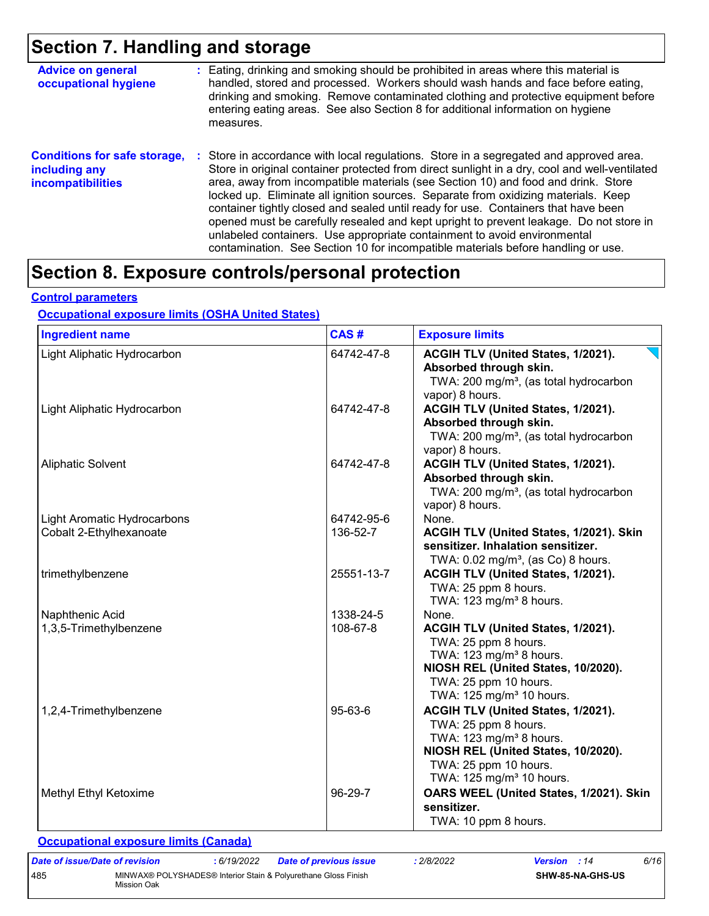# Section 7. Handling and storage

**Advice on general occupational hygiene** : Eating, drinking and smoking should be prohibited in areas where this material is handled, stored and processed. Workers should wash hands and face before eating, drinking and smoking. Remove contaminated clothing and protective equipment before entering eating areas. See also Section 8 for additional information on hygiene measures.

**Conditions for safe storage, including any incompatibilities** : Store in accordance with local regulations. Store in a segregated and approved area. Store in original container protected from direct sunlight in a dry, cool and well-ventilated area, away from incompatible materials (see Section 10) and food and drink. Store locked up. Eliminate all ignition sources. Separate from oxidizing materials. Keep container tightly closed and sealed until ready for use. Containers that have been opened must be carefully resealed and kept upright to prevent leakage. Do not store in unlabeled containers. Use appropriate containment to avoid environmental contamination. See Section 10 for incompatible materials before handling or use.

# Section 8. Exposure controls/personal protection

## Control parameters

### Occupational exposure limits (OSHA United States)

| Ingredient name | CAS # | Exposure limits |
|---|---|---|
| Light Aliphatic Hydrocarbon | 64742-47-8 | **ACGIH TLV (United States, 1/2021). Absorbed through skin.** TWA: 200 mg/m³, (as total hydrocarbon vapor) 8 hours. |
| Light Aliphatic Hydrocarbon | 64742-47-8 | **ACGIH TLV (United States, 1/2021). Absorbed through skin.** TWA: 200 mg/m³, (as total hydrocarbon vapor) 8 hours. |
| Aliphatic Solvent | 64742-47-8 | **ACGIH TLV (United States, 1/2021). Absorbed through skin.** TWA: 200 mg/m³, (as total hydrocarbon vapor) 8 hours. |
| Light Aromatic Hydrocarbons | 64742-95-6 | None. |
| Cobalt 2-Ethylhexanoate | 136-52-7 | **ACGIH TLV (United States, 1/2021). Skin sensitizer. Inhalation sensitizer.** TWA: 0.02 mg/m³, (as Co) 8 hours. |
| trimethylbenzene | 25551-13-7 | **ACGIH TLV (United States, 1/2021).** TWA: 25 ppm 8 hours. TWA: 123 mg/m³ 8 hours. |
| Naphthenic Acid | 1338-24-5 | None. |
| 1,3,5-Trimethylbenzene | 108-67-8 | **ACGIH TLV (United States, 1/2021).** TWA: 25 ppm 8 hours. TWA: 123 mg/m³ 8 hours. **NIOSH REL (United States, 10/2020).** TWA: 25 ppm 10 hours. TWA: 125 mg/m³ 10 hours. |
| 1,2,4-Trimethylbenzene | 95-63-6 | **ACGIH TLV (United States, 1/2021).** TWA: 25 ppm 8 hours. TWA: 123 mg/m³ 8 hours. **NIOSH REL (United States, 10/2020).** TWA: 25 ppm 10 hours. TWA: 125 mg/m³ 10 hours. |
| Methyl Ethyl Ketoxime | 96-29-7 | **OARS WEEL (United States, 1/2021). Skin sensitizer.** TWA: 10 ppm 8 hours. |

### Occupational exposure limits (Canada)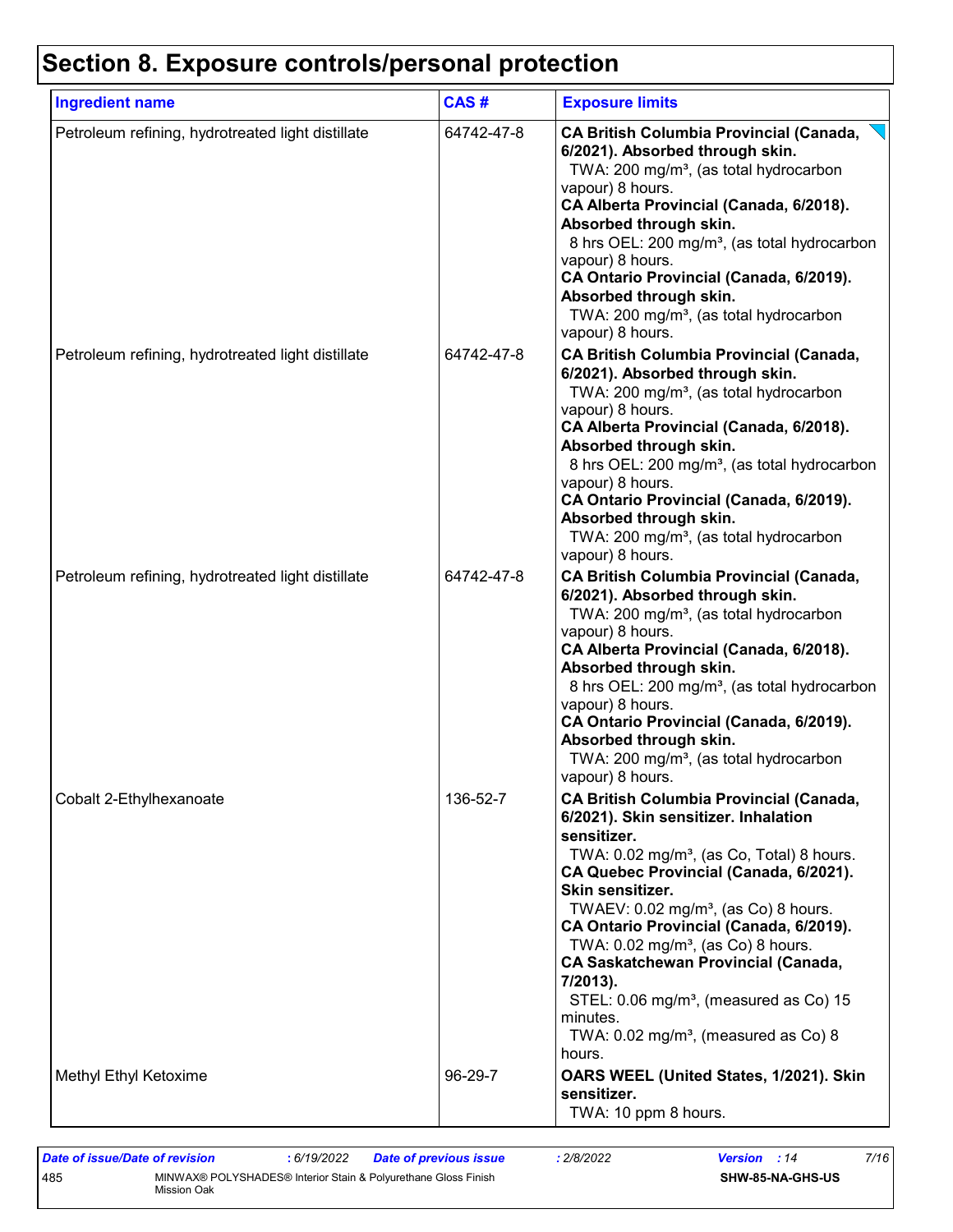# Section 8. Exposure controls/personal protection

| Ingredient name | CAS # | Exposure limits |
|---|---|---|
| Petroleum refining, hydrotreated light distillate | 64742-47-8 | **CA British Columbia Provincial (Canada, 6/2021). Absorbed through skin.**<br>TWA: 200 mg/m³, (as total hydrocarbon vapour) 8 hours.<br>**CA Alberta Provincial (Canada, 6/2018). Absorbed through skin.**<br>8 hrs OEL: 200 mg/m³, (as total hydrocarbon vapour) 8 hours.<br>**CA Ontario Provincial (Canada, 6/2019). Absorbed through skin.**<br>TWA: 200 mg/m³, (as total hydrocarbon vapour) 8 hours. |
| Petroleum refining, hydrotreated light distillate | 64742-47-8 | **CA British Columbia Provincial (Canada, 6/2021). Absorbed through skin.**<br>TWA: 200 mg/m³, (as total hydrocarbon vapour) 8 hours.<br>**CA Alberta Provincial (Canada, 6/2018). Absorbed through skin.**<br>8 hrs OEL: 200 mg/m³, (as total hydrocarbon vapour) 8 hours.<br>**CA Ontario Provincial (Canada, 6/2019). Absorbed through skin.**<br>TWA: 200 mg/m³, (as total hydrocarbon vapour) 8 hours. |
| Petroleum refining, hydrotreated light distillate | 64742-47-8 | **CA British Columbia Provincial (Canada, 6/2021). Absorbed through skin.**<br>TWA: 200 mg/m³, (as total hydrocarbon vapour) 8 hours.<br>**CA Alberta Provincial (Canada, 6/2018). Absorbed through skin.**<br>8 hrs OEL: 200 mg/m³, (as total hydrocarbon vapour) 8 hours.<br>**CA Ontario Provincial (Canada, 6/2019). Absorbed through skin.**<br>TWA: 200 mg/m³, (as total hydrocarbon vapour) 8 hours. |
| Cobalt 2-Ethylhexanoate | 136-52-7 | **CA British Columbia Provincial (Canada, 6/2021). Skin sensitizer. Inhalation sensitizer.**<br>TWA: 0.02 mg/m³, (as Co, Total) 8 hours.<br>**CA Quebec Provincial (Canada, 6/2021). Skin sensitizer.**<br>TWAEV: 0.02 mg/m³, (as Co) 8 hours.<br>**CA Ontario Provincial (Canada, 6/2019).**<br>TWA: 0.02 mg/m³, (as Co) 8 hours.<br>**CA Saskatchewan Provincial (Canada, 7/2013).**<br>STEL: 0.06 mg/m³, (measured as Co) 15 minutes.<br>TWA: 0.02 mg/m³, (measured as Co) 8 hours. |
| Methyl Ethyl Ketoxime | 96-29-7 | **OARS WEEL (United States, 1/2021). Skin sensitizer.**<br>TWA: 10 ppm 8 hours. |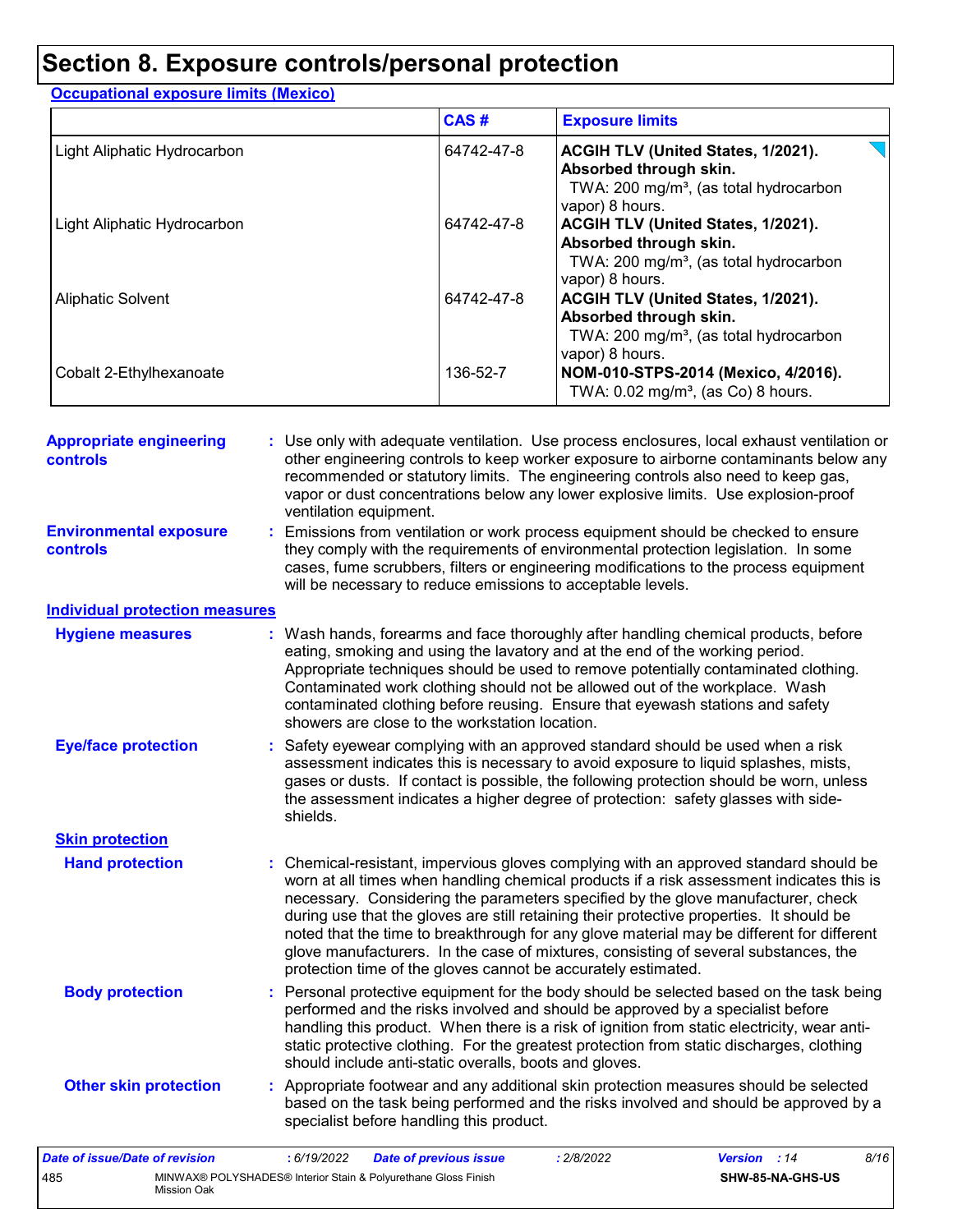# Section 8. Exposure controls/personal protection

**Occupational exposure limits (Mexico)**

| | CAS # | Exposure limits |
|---|---|---|
| Light Aliphatic Hydrocarbon | 64742-47-8 | **ACGIH TLV (United States, 1/2021). Absorbed through skin.** TWA: 200 mg/m³, (as total hydrocarbon vapor) 8 hours. |
| Light Aliphatic Hydrocarbon | 64742-47-8 | **ACGIH TLV (United States, 1/2021). Absorbed through skin.** TWA: 200 mg/m³, (as total hydrocarbon vapor) 8 hours. |
| Aliphatic Solvent | 64742-47-8 | **ACGIH TLV (United States, 1/2021). Absorbed through skin.** TWA: 200 mg/m³, (as total hydrocarbon vapor) 8 hours. |
| Cobalt 2-Ethylhexanoate | 136-52-7 | **NOM-010-STPS-2014 (Mexico, 4/2016).** TWA: 0.02 mg/m³, (as Co) 8 hours. |

**Appropriate engineering controls** : Use only with adequate ventilation. Use process enclosures, local exhaust ventilation or other engineering controls to keep worker exposure to airborne contaminants below any recommended or statutory limits. The engineering controls also need to keep gas, vapor or dust concentrations below any lower explosive limits. Use explosion-proof ventilation equipment.

**Environmental exposure controls** : Emissions from ventilation or work process equipment should be checked to ensure they comply with the requirements of environmental protection legislation. In some cases, fume scrubbers, filters or engineering modifications to the process equipment will be necessary to reduce emissions to acceptable levels.

**Individual protection measures**

**Hygiene measures** : Wash hands, forearms and face thoroughly after handling chemical products, before eating, smoking and using the lavatory and at the end of the working period. Appropriate techniques should be used to remove potentially contaminated clothing. Contaminated work clothing should not be allowed out of the workplace. Wash contaminated clothing before reusing. Ensure that eyewash stations and safety showers are close to the workstation location.

**Eye/face protection** : Safety eyewear complying with an approved standard should be used when a risk assessment indicates this is necessary to avoid exposure to liquid splashes, mists, gases or dusts. If contact is possible, the following protection should be worn, unless the assessment indicates a higher degree of protection: safety glasses with side-shields.

**Skin protection**

**Hand protection** : Chemical-resistant, impervious gloves complying with an approved standard should be worn at all times when handling chemical products if a risk assessment indicates this is necessary. Considering the parameters specified by the glove manufacturer, check during use that the gloves are still retaining their protective properties. It should be noted that the time to breakthrough for any glove material may be different for different glove manufacturers. In the case of mixtures, consisting of several substances, the protection time of the gloves cannot be accurately estimated.

**Body protection** : Personal protective equipment for the body should be selected based on the task being performed and the risks involved and should be approved by a specialist before handling this product. When there is a risk of ignition from static electricity, wear anti-static protective clothing. For the greatest protection from static discharges, clothing should include anti-static overalls, boots and gloves.

**Other skin protection** : Appropriate footwear and any additional skin protection measures should be selected based on the task being performed and the risks involved and should be approved by a specialist before handling this product.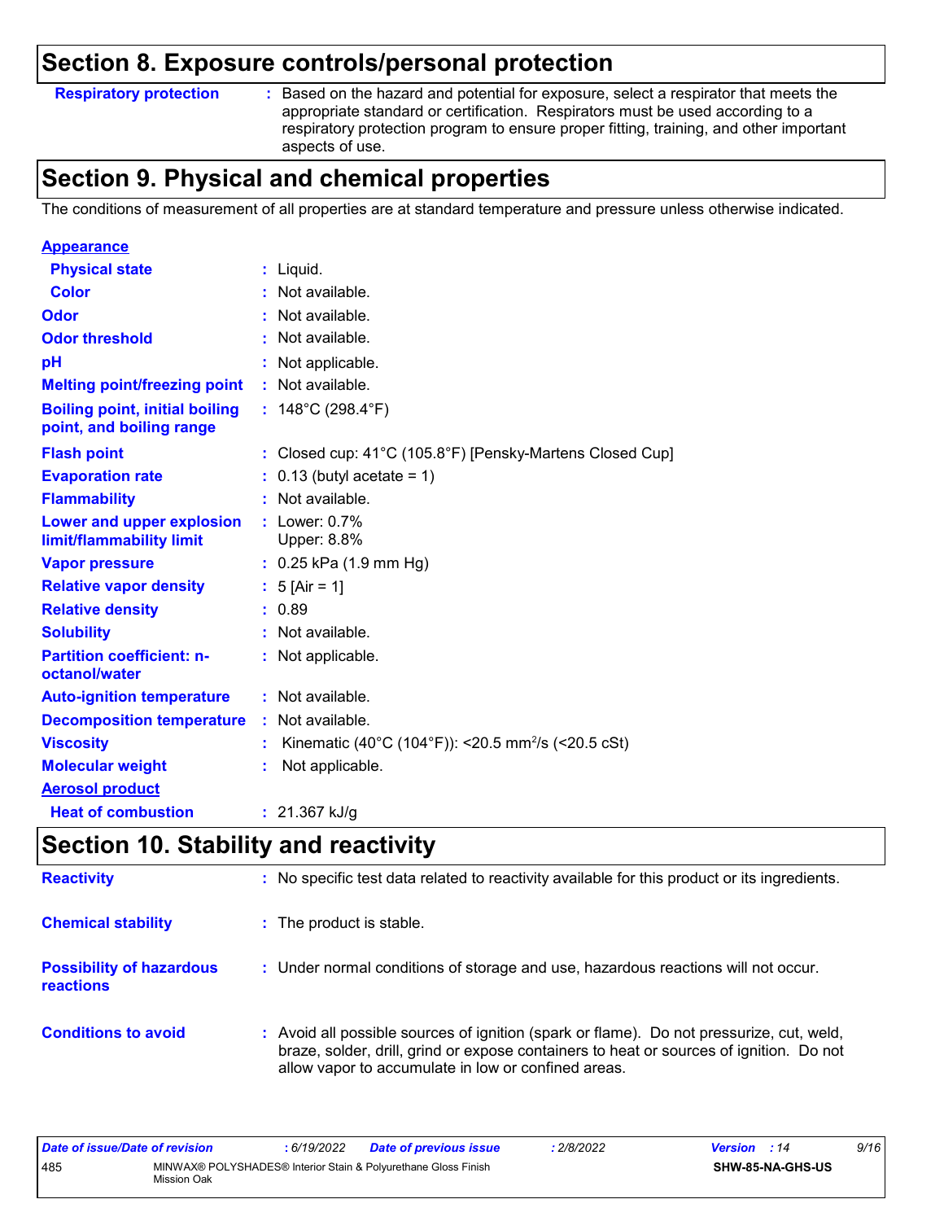## Section 8. Exposure controls/personal protection

| | |
|---|---|
| **Respiratory protection** | : Based on the hazard and potential for exposure, select a respirator that meets the appropriate standard or certification. Respirators must be used according to a respiratory protection program to ensure proper fitting, training, and other important aspects of use. |

## Section 9. Physical and chemical properties

The conditions of measurement of all properties are at standard temperature and pressure unless otherwise indicated.

| | |
|---|---|
| **Appearance** | |
| **Physical state** | : Liquid. |
| **Color** | : Not available. |
| **Odor** | : Not available. |
| **Odor threshold** | : Not available. |
| **pH** | : Not applicable. |
| **Melting point/freezing point** | : Not available. |
| **Boiling point, initial boiling point, and boiling range** | : 148°C (298.4°F) |
| **Flash point** | : Closed cup: 41°C (105.8°F) [Pensky-Martens Closed Cup] |
| **Evaporation rate** | : 0.13 (butyl acetate = 1) |
| **Flammability** | : Not available. |
| **Lower and upper explosion limit/flammability limit** | : Lower: 0.7%<br>Upper: 8.8% |
| **Vapor pressure** | : 0.25 kPa (1.9 mm Hg) |
| **Relative vapor density** | : 5 [Air = 1] |
| **Relative density** | : 0.89 |
| **Solubility** | : Not available. |
| **Partition coefficient: n-octanol/water** | : Not applicable. |
| **Auto-ignition temperature** | : Not available. |
| **Decomposition temperature** | : Not available. |
| **Viscosity** | : Kinematic (40°C (104°F)): <20.5 $mm^2/s$ (<20.5 cSt) |
| **Molecular weight** | : Not applicable. |
| **Aerosol product** | |
| **Heat of combustion** | : 21.367 kJ/g |

## Section 10. Stability and reactivity

| | |
|---|---|
| **Reactivity** | : No specific test data related to reactivity available for this product or its ingredients. |
| **Chemical stability** | : The product is stable. |
| **Possibility of hazardous reactions** | : Under normal conditions of storage and use, hazardous reactions will not occur. |
| **Conditions to avoid** | : Avoid all possible sources of ignition (spark or flame). Do not pressurize, cut, weld, braze, solder, drill, grind or expose containers to heat or sources of ignition. Do not allow vapor to accumulate in low or confined areas. |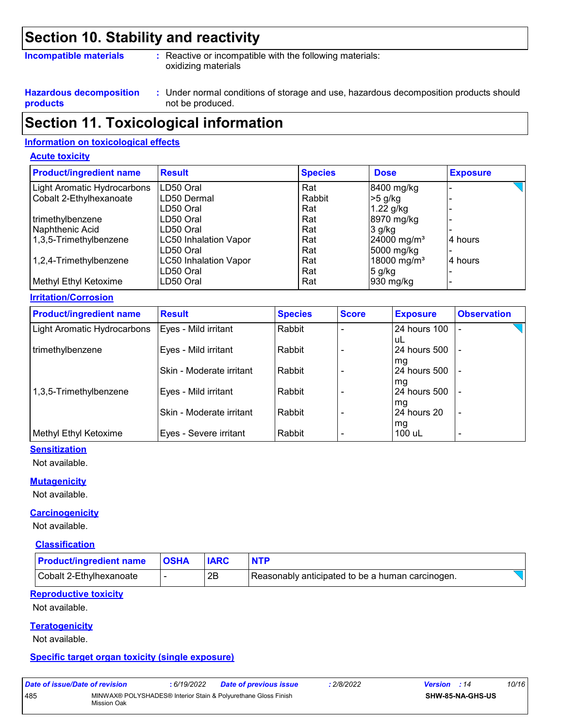# Section 10. Stability and reactivity

**Incompatible materials** : Reactive or incompatible with the following materials: oxidizing materials

**Hazardous decomposition products** : Under normal conditions of storage and use, hazardous decomposition products should not be produced.

# Section 11. Toxicological information

## Information on toxicological effects

### Acute toxicity

| Product/ingredient name | Result | Species | Dose | Exposure |
|---|---|---|---|---|
| Light Aromatic Hydrocarbons | LD50 Oral | Rat | 8400 mg/kg | - |
| Cobalt 2-Ethylhexanoate | LD50 Dermal | Rabbit | >5 g/kg | - |
| | LD50 Oral | Rat | 1.22 g/kg | - |
| trimethylbenzene | LD50 Oral | Rat | 8970 mg/kg | - |
| Naphthenic Acid | LD50 Oral | Rat | 3 g/kg | - |
| 1,3,5-Trimethylbenzene | LC50 Inhalation Vapor | Rat | 24000 mg/m³ | 4 hours |
| | LD50 Oral | Rat | 5000 mg/kg | - |
| 1,2,4-Trimethylbenzene | LC50 Inhalation Vapor | Rat | 18000 mg/m³ | 4 hours |
| | LD50 Oral | Rat | 5 g/kg | - |
| Methyl Ethyl Ketoxime | LD50 Oral | Rat | 930 mg/kg | - |

### Irritation/Corrosion

| Product/ingredient name | Result | Species | Score | Exposure | Observation |
|---|---|---|---|---|---|
| Light Aromatic Hydrocarbons | Eyes - Mild irritant | Rabbit | - | 24 hours 100 uL | - |
| trimethylbenzene | Eyes - Mild irritant | Rabbit | - | 24 hours 500 mg | - |
| | Skin - Moderate irritant | Rabbit | - | 24 hours 500 mg | - |
| 1,3,5-Trimethylbenzene | Eyes - Mild irritant | Rabbit | - | 24 hours 500 mg | - |
| | Skin - Moderate irritant | Rabbit | - | 24 hours 20 mg | - |
| Methyl Ethyl Ketoxime | Eyes - Severe irritant | Rabbit | - | 100 uL | - |

### Sensitization

Not available.

### Mutagenicity

Not available.

### Carcinogenicity

Not available.

### Classification

| Product/ingredient name | OSHA | IARC | NTP |
|---|---|---|---|
| Cobalt 2-Ethylhexanoate | - | 2B | Reasonably anticipated to be a human carcinogen. |

### Reproductive toxicity

Not available.

### Teratogenicity

Not available.

### Specific target organ toxicity (single exposure)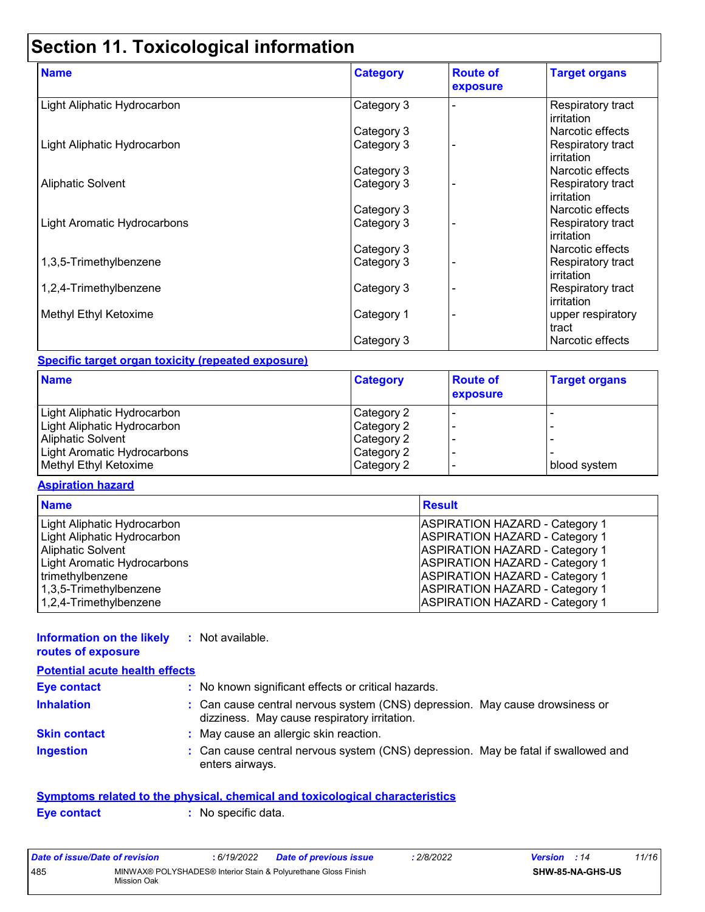# Section 11. Toxicological information

| Name | Category | Route of exposure | Target organs |
|---|---|---|---|
| Light Aliphatic Hydrocarbon | Category 3 | - | Respiratory tract irritation |
| | Category 3 | | Narcotic effects |
| Light Aliphatic Hydrocarbon | Category 3 | - | Respiratory tract irritation |
| | Category 3 | | Narcotic effects |
| Aliphatic Solvent | Category 3 | - | Respiratory tract irritation |
| | Category 3 | | Narcotic effects |
| Light Aromatic Hydrocarbons | Category 3 | - | Respiratory tract irritation |
| | Category 3 | | Narcotic effects |
| 1,3,5-Trimethylbenzene | Category 3 | - | Respiratory tract irritation |
| 1,2,4-Trimethylbenzene | Category 3 | - | Respiratory tract irritation |
| Methyl Ethyl Ketoxime | Category 1 | - | upper respiratory tract |
| | Category 3 | | Narcotic effects |

**Specific target organ toxicity (repeated exposure)**

| Name | Category | Route of exposure | Target organs |
|---|---|---|---|
| Light Aliphatic Hydrocarbon | Category 2 | - | - |
| Light Aliphatic Hydrocarbon | Category 2 | - | - |
| Aliphatic Solvent | Category 2 | - | - |
| Light Aromatic Hydrocarbons | Category 2 | - | - |
| Methyl Ethyl Ketoxime | Category 2 | - | blood system |

**Aspiration hazard**

| Name | Result |
|---|---|
| Light Aliphatic Hydrocarbon | ASPIRATION HAZARD - Category 1 |
| Light Aliphatic Hydrocarbon | ASPIRATION HAZARD - Category 1 |
| Aliphatic Solvent | ASPIRATION HAZARD - Category 1 |
| Light Aromatic Hydrocarbons | ASPIRATION HAZARD - Category 1 |
| trimethylbenzene | ASPIRATION HAZARD - Category 1 |
| 1,3,5-Trimethylbenzene | ASPIRATION HAZARD - Category 1 |
| 1,2,4-Trimethylbenzene | ASPIRATION HAZARD - Category 1 |

**Information on the likely routes of exposure** : Not available.

**Potential acute health effects**

**Eye contact** : No known significant effects or critical hazards.

**Inhalation** : Can cause central nervous system (CNS) depression. May cause drowsiness or dizziness. May cause respiratory irritation.

**Skin contact** : May cause an allergic skin reaction.

**Ingestion** : Can cause central nervous system (CNS) depression. May be fatal if swallowed and enters airways.

**Symptoms related to the physical, chemical and toxicological characteristics**

**Eye contact** : No specific data.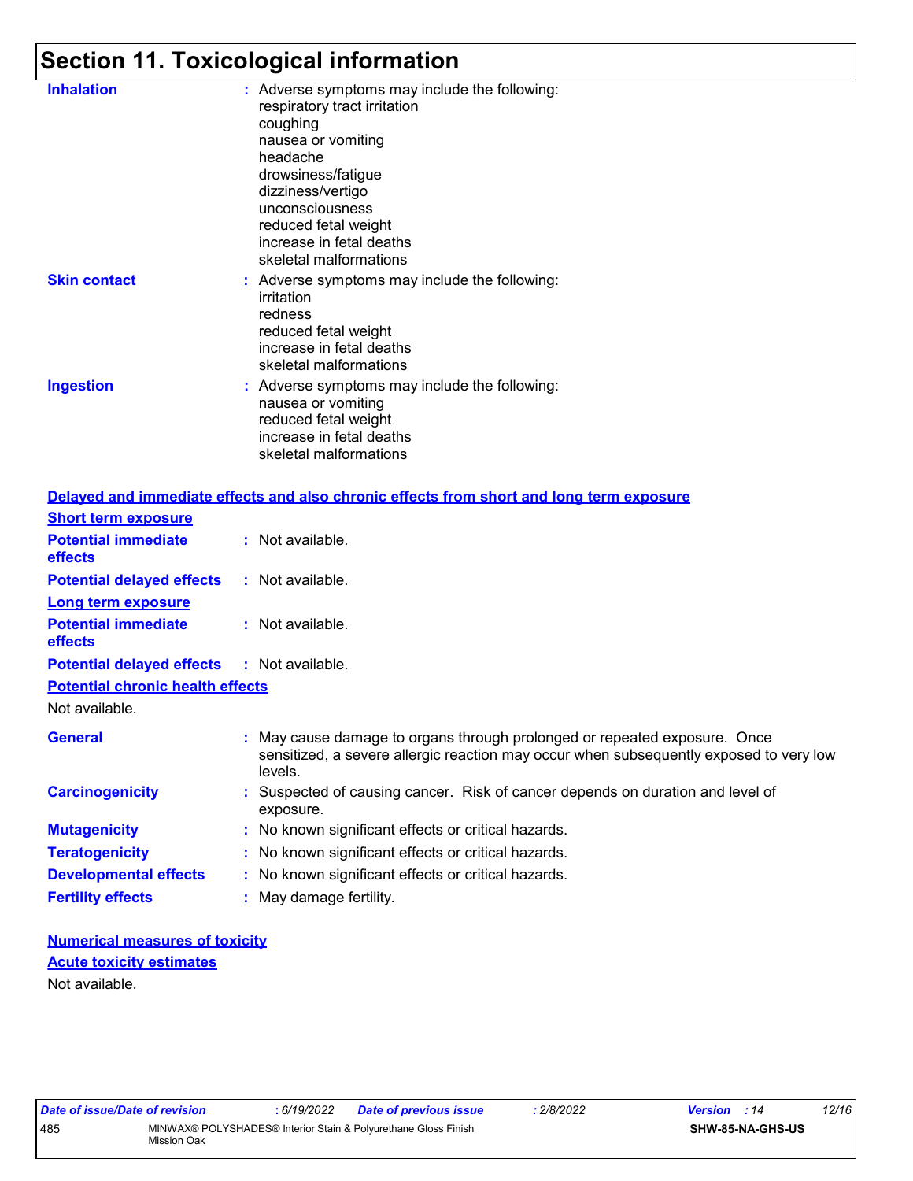# Section 11. Toxicological information

**Inhalation** : Adverse symptoms may include the following:
respiratory tract irritation
coughing
nausea or vomiting
headache
drowsiness/fatigue
dizziness/vertigo
unconsciousness
reduced fetal weight
increase in fetal deaths
skeletal malformations

**Skin contact** : Adverse symptoms may include the following:
irritation
redness
reduced fetal weight
increase in fetal deaths
skeletal malformations

**Ingestion** : Adverse symptoms may include the following:
nausea or vomiting
reduced fetal weight
increase in fetal deaths
skeletal malformations

**Delayed and immediate effects and also chronic effects from short and long term exposure**

**Short term exposure**

**Potential immediate effects** : Not available.

**Potential delayed effects** : Not available.

**Long term exposure**

**Potential immediate effects** : Not available.

**Potential delayed effects** : Not available.

**Potential chronic health effects**

Not available.

**General** : May cause damage to organs through prolonged or repeated exposure. Once sensitized, a severe allergic reaction may occur when subsequently exposed to very low levels.

**Carcinogenicity** : Suspected of causing cancer. Risk of cancer depends on duration and level of exposure.

**Mutagenicity** : No known significant effects or critical hazards.

**Teratogenicity** : No known significant effects or critical hazards.

**Developmental effects** : No known significant effects or critical hazards.

**Fertility effects** : May damage fertility.

**Numerical measures of toxicity**

**Acute toxicity estimates**

Not available.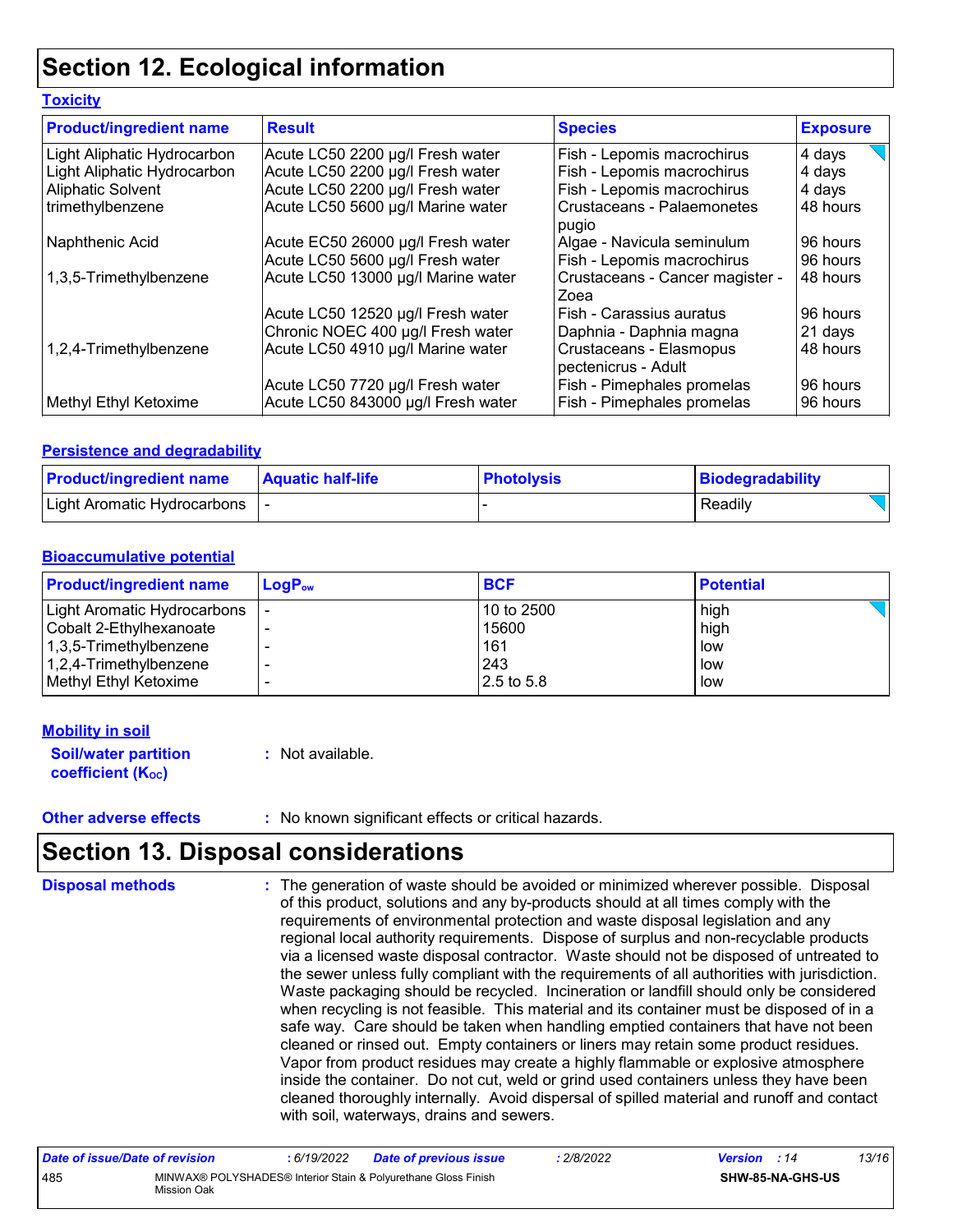# Section 12. Ecological information

### Toxicity

| Product/ingredient name | Result | Species | Exposure |
|---|---|---|---|
| Light Aliphatic Hydrocarbon | Acute LC50 2200 µg/l Fresh water | Fish - Lepomis macrochirus | 4 days |
| Light Aliphatic Hydrocarbon | Acute LC50 2200 µg/l Fresh water | Fish - Lepomis macrochirus | 4 days |
| Aliphatic Solvent | Acute LC50 2200 µg/l Fresh water | Fish - Lepomis macrochirus | 4 days |
| trimethylbenzene | Acute LC50 5600 µg/l Marine water | Crustaceans - Palaemonetes pugio | 48 hours |
| Naphthenic Acid | Acute EC50 26000 µg/l Fresh water | Algae - Navicula seminulum | 96 hours |
| | Acute LC50 5600 µg/l Fresh water | Fish - Lepomis macrochirus | 96 hours |
| 1,3,5-Trimethylbenzene | Acute LC50 13000 µg/l Marine water | Crustaceans - Cancer magister - Zoea | 48 hours |
| | Acute LC50 12520 µg/l Fresh water | Fish - Carassius auratus | 96 hours |
| | Chronic NOEC 400 µg/l Fresh water | Daphnia - Daphnia magna | 21 days |
| 1,2,4-Trimethylbenzene | Acute LC50 4910 µg/l Marine water | Crustaceans - Elasmopus pectenicrus - Adult | 48 hours |
| | Acute LC50 7720 µg/l Fresh water | Fish - Pimephales promelas | 96 hours |
| Methyl Ethyl Ketoxime | Acute LC50 843000 µg/l Fresh water | Fish - Pimephales promelas | 96 hours |

### Persistence and degradability

| Product/ingredient name | Aquatic half-life | Photolysis | Biodegradability |
|---|---|---|---|
| Light Aromatic Hydrocarbons | - | - | Readily |

### Bioaccumulative potential

| Product/ingredient name | $LogP_{ow}$ | BCF | Potential |
|---|---|---|---|
| Light Aromatic Hydrocarbons | - | 10 to 2500 | high |
| Cobalt 2-Ethylhexanoate | - | 15600 | high |
| 1,3,5-Trimethylbenzene | - | 161 | low |
| 1,2,4-Trimethylbenzene | - | 243 | low |
| Methyl Ethyl Ketoxime | - | 2.5 to 5.8 | low |

### Mobility in soil

**Soil/water partition coefficient ($K_{OC}$)** : Not available.

**Other adverse effects** : No known significant effects or critical hazards.

# Section 13. Disposal considerations

**Disposal methods** : The generation of waste should be avoided or minimized wherever possible. Disposal of this product, solutions and any by-products should at all times comply with the requirements of environmental protection and waste disposal legislation and any regional local authority requirements. Dispose of surplus and non-recyclable products via a licensed waste disposal contractor. Waste should not be disposed of untreated to the sewer unless fully compliant with the requirements of all authorities with jurisdiction. Waste packaging should be recycled. Incineration or landfill should only be considered when recycling is not feasible. This material and its container must be disposed of in a safe way. Care should be taken when handling emptied containers that have not been cleaned or rinsed out. Empty containers or liners may retain some product residues. Vapor from product residues may create a highly flammable or explosive atmosphere inside the container. Do not cut, weld or grind used containers unless they have been cleaned thoroughly internally. Avoid dispersal of spilled material and runoff and contact with soil, waterways, drains and sewers.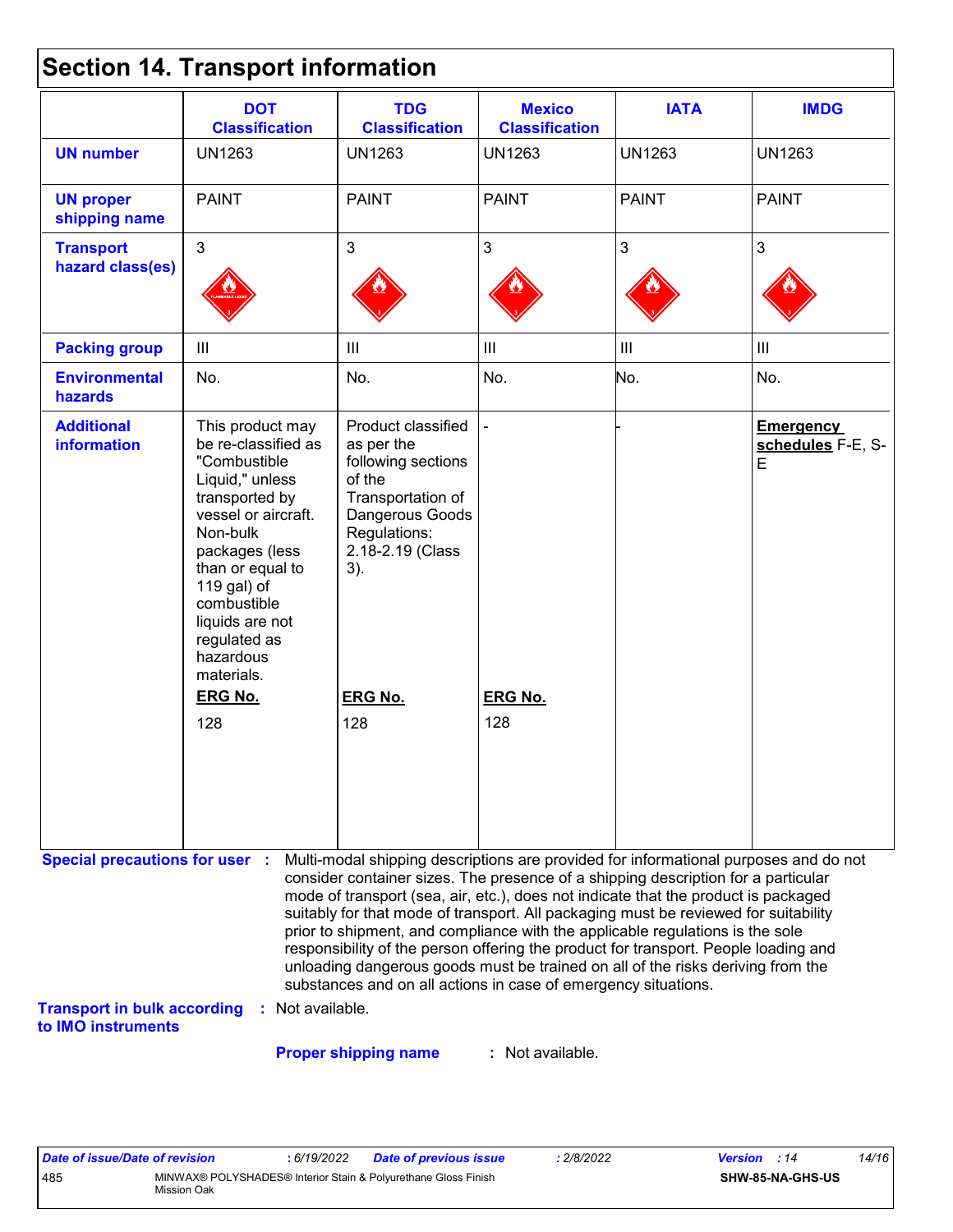# Section 14. Transport information

| | DOT Classification | TDG Classification | Mexico Classification | IATA | IMDG |
|---|---|---|---|---|---|
| **UN number** | UN1263 | UN1263 | UN1263 | UN1263 | UN1263 |
| **UN proper shipping name** | PAINT | PAINT | PAINT | PAINT | PAINT |
| **Transport hazard class(es)** | 3 | 3 | 3 | 3 | 3 |
| **Packing group** | III | III | III | III | III |
| **Environmental hazards** | No. | No. | No. | No. | No. |
| **Additional information** | This product may be re-classified as "Combustible Liquid," unless transported by vessel or aircraft. Non-bulk packages (less than or equal to 119 gal) of combustible liquids are not regulated as hazardous materials. **ERG No.** 128 | Product classified as per the following sections of the Transportation of Dangerous Goods Regulations: 2.18-2.19 (Class 3). **ERG No.** 128 | - **ERG No.** 128 | - | **Emergency schedules** F-E, S-E |

**Special precautions for user** : Multi-modal shipping descriptions are provided for informational purposes and do not consider container sizes. The presence of a shipping description for a particular mode of transport (sea, air, etc.), does not indicate that the product is packaged suitably for that mode of transport. All packaging must be reviewed for suitability prior to shipment, and compliance with the applicable regulations is the sole responsibility of the person offering the product for transport. People loading and unloading dangerous goods must be trained on all of the risks deriving from the substances and on all actions in case of emergency situations.

**Transport in bulk according to IMO instruments** : Not available.

**Proper shipping name** : Not available.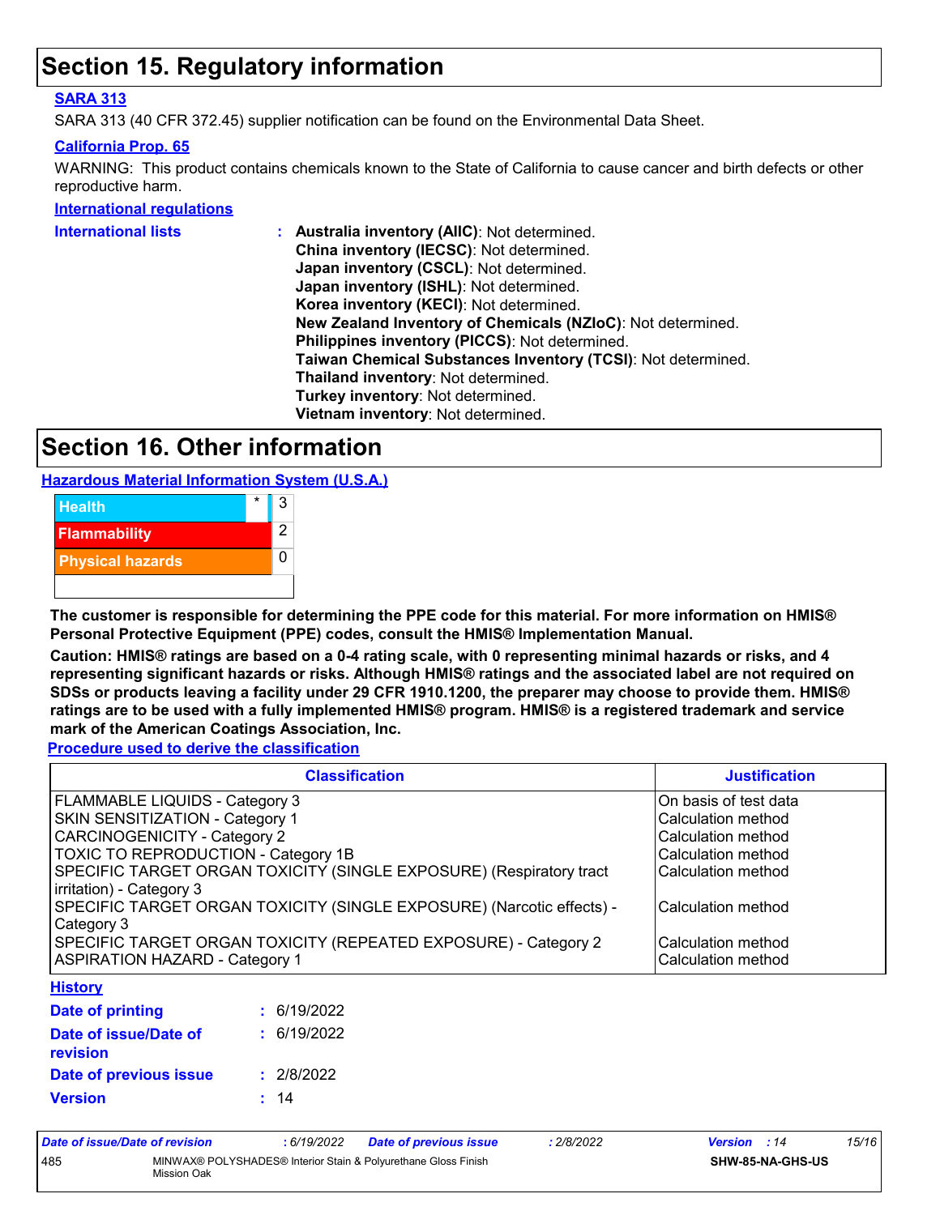# Section 15. Regulatory information

**SARA 313**

SARA 313 (40 CFR 372.45) supplier notification can be found on the Environmental Data Sheet.

**California Prop. 65**

WARNING: This product contains chemicals known to the State of California to cause cancer and birth defects or other reproductive harm.

**International regulations**

**International lists** :
- **Australia inventory (AIIC)**: Not determined.
- **China inventory (IECSC)**: Not determined.
- **Japan inventory (CSCL)**: Not determined.
- **Japan inventory (ISHL)**: Not determined.
- **Korea inventory (KECI)**: Not determined.
- **New Zealand Inventory of Chemicals (NZIoC)**: Not determined.
- **Philippines inventory (PICCS)**: Not determined.
- **Taiwan Chemical Substances Inventory (TCSI)**: Not determined.
- **Thailand inventory**: Not determined.
- **Turkey inventory**: Not determined.
- **Vietnam inventory**: Not determined.

# Section 16. Other information

**Hazardous Material Information System (U.S.A.)**

| | | |
|---|---|---|
| Health | * | 3 |
| Flammability | | 2 |
| Physical hazards | | 0 |

**The customer is responsible for determining the PPE code for this material. For more information on HMIS® Personal Protective Equipment (PPE) codes, consult the HMIS® Implementation Manual.**

**Caution: HMIS® ratings are based on a 0-4 rating scale, with 0 representing minimal hazards or risks, and 4 representing significant hazards or risks. Although HMIS® ratings and the associated label are not required on SDSs or products leaving a facility under 29 CFR 1910.1200, the preparer may choose to provide them. HMIS® ratings are to be used with a fully implemented HMIS® program. HMIS® is a registered trademark and service mark of the American Coatings Association, Inc.**

**Procedure used to derive the classification**

| Classification | Justification |
|---|---|
| FLAMMABLE LIQUIDS - Category 3 | On basis of test data |
| SKIN SENSITIZATION - Category 1 | Calculation method |
| CARCINOGENICITY - Category 2 | Calculation method |
| TOXIC TO REPRODUCTION - Category 1B | Calculation method |
| SPECIFIC TARGET ORGAN TOXICITY (SINGLE EXPOSURE) (Respiratory tract irritation) - Category 3 | Calculation method |
| SPECIFIC TARGET ORGAN TOXICITY (SINGLE EXPOSURE) (Narcotic effects) - Category 3 | Calculation method |
| SPECIFIC TARGET ORGAN TOXICITY (REPEATED EXPOSURE) - Category 2 | Calculation method |
| ASPIRATION HAZARD - Category 1 | Calculation method |

**History**

**Date of printing** : 6/19/2022

**Date of issue/Date of revision** : 6/19/2022

**Date of previous issue** : 2/8/2022

**Version** : 14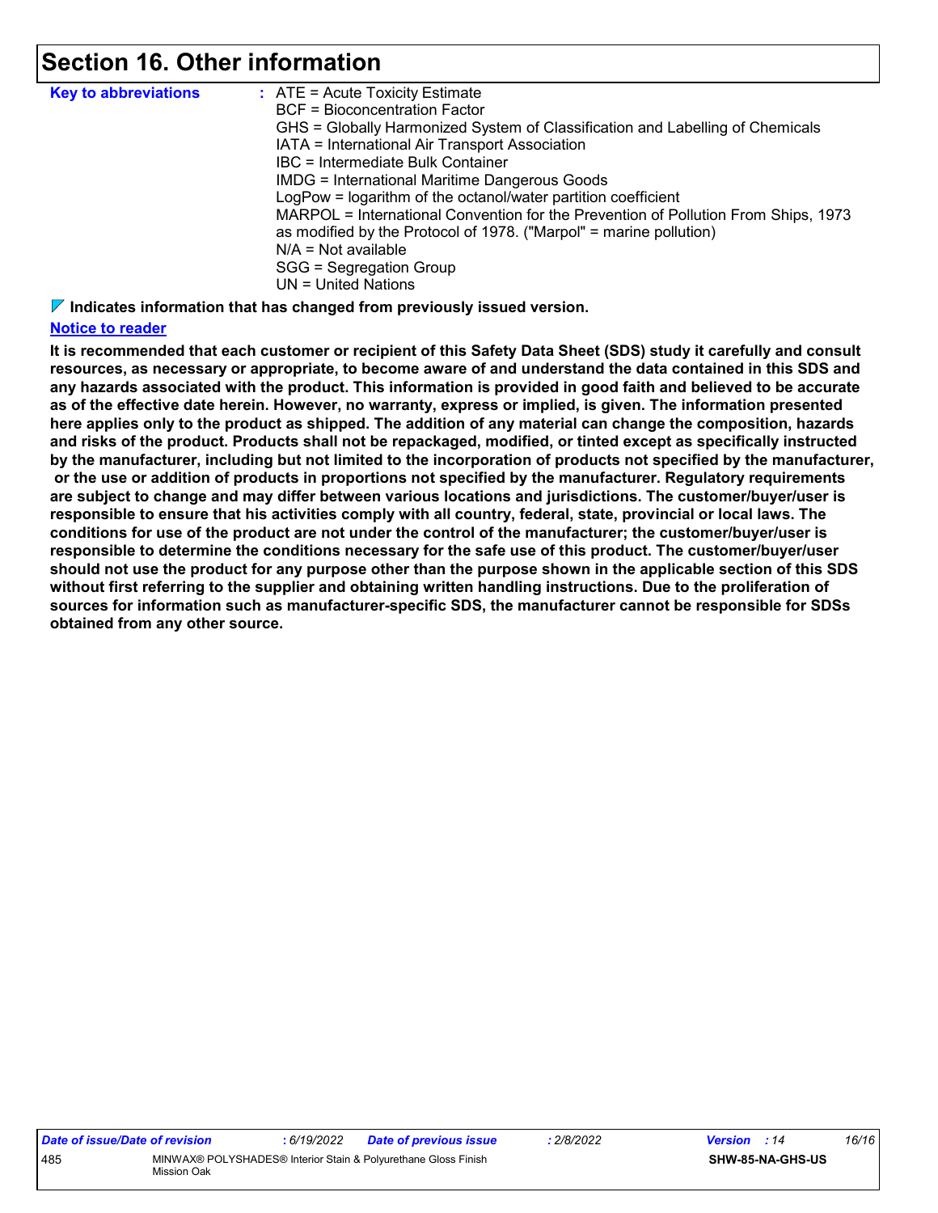## Section 16. Other information

**Key to abbreviations** : ATE = Acute Toxicity Estimate
BCF = Bioconcentration Factor
GHS = Globally Harmonized System of Classification and Labelling of Chemicals
IATA = International Air Transport Association
IBC = Intermediate Bulk Container
IMDG = International Maritime Dangerous Goods
LogPow = logarithm of the octanol/water partition coefficient
MARPOL = International Convention for the Prevention of Pollution From Ships, 1973 as modified by the Protocol of 1978. ("Marpol" = marine pollution)
N/A = Not available
SGG = Segregation Group
UN = United Nations

**Indicates information that has changed from previously issued version.**

**Notice to reader**

**It is recommended that each customer or recipient of this Safety Data Sheet (SDS) study it carefully and consult resources, as necessary or appropriate, to become aware of and understand the data contained in this SDS and any hazards associated with the product. This information is provided in good faith and believed to be accurate as of the effective date herein. However, no warranty, express or implied, is given. The information presented here applies only to the product as shipped. The addition of any material can change the composition, hazards and risks of the product. Products shall not be repackaged, modified, or tinted except as specifically instructed by the manufacturer, including but not limited to the incorporation of products not specified by the manufacturer, or the use or addition of products in proportions not specified by the manufacturer. Regulatory requirements are subject to change and may differ between various locations and jurisdictions. The customer/buyer/user is responsible to ensure that his activities comply with all country, federal, state, provincial or local laws. The conditions for use of the product are not under the control of the manufacturer; the customer/buyer/user is responsible to determine the conditions necessary for the safe use of this product. The customer/buyer/user should not use the product for any purpose other than the purpose shown in the applicable section of this SDS without first referring to the supplier and obtaining written handling instructions. Due to the proliferation of sources for information such as manufacturer-specific SDS, the manufacturer cannot be responsible for SDSs obtained from any other source.**